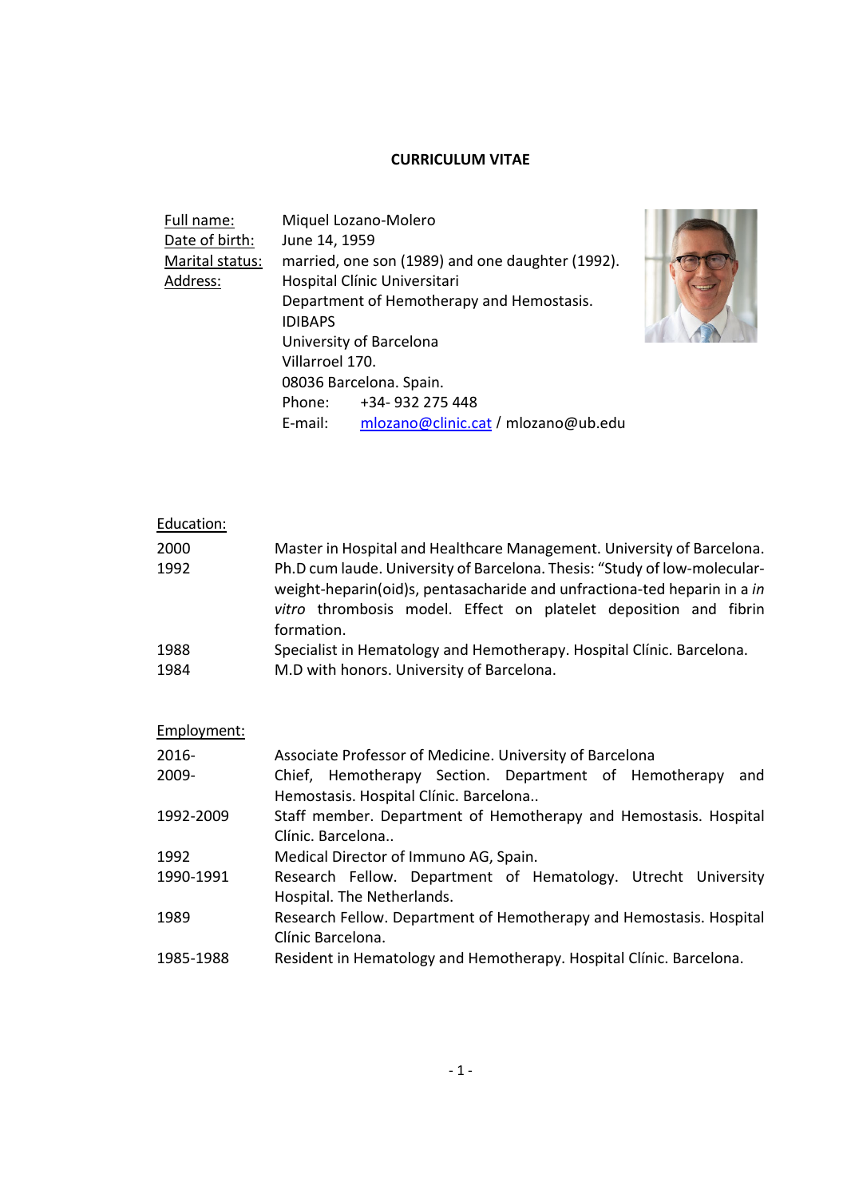# CURRICULUM VITAE

| | |
|---|---|
| Full name: | Miquel Lozano-Molero |
| Date of birth: | June 14, 1959 |
| Marital status: | married, one son (1989) and one daughter (1992). |
| Address: | Hospital Clínic Universitari<br>Department of Hemotherapy and Hemostasis.<br>IDIBAPS<br>University of Barcelona<br>Villarroel 170.<br>08036 Barcelona. Spain.<br>Phone: +34- 932 275 448<br>E-mail: mlozano@clinic.cat / mlozano@ub.edu |

## Education:

| | |
|---|---|
| 2000 | Master in Hospital and Healthcare Management. University of Barcelona. |
| 1992 | Ph.D cum laude. University of Barcelona. Thesis: "Study of low-molecular-weight-heparin(oid)s, pentasacharide and unfractiona-ted heparin in a *in vitro* thrombosis model. Effect on platelet deposition and fibrin formation. |
| 1988 | Specialist in Hematology and Hemotherapy. Hospital Clínic. Barcelona. |
| 1984 | M.D with honors. University of Barcelona. |

## Employment:

| | |
|---|---|
| 2016- | Associate Professor of Medicine. University of Barcelona |
| 2009- | Chief, Hemotherapy Section. Department of Hemotherapy and Hemostasis. Hospital Clínic. Barcelona.. |
| 1992-2009 | Staff member. Department of Hemotherapy and Hemostasis. Hospital Clínic. Barcelona.. |
| 1992 | Medical Director of Immuno AG, Spain. |
| 1990-1991 | Research Fellow. Department of Hematology. Utrecht University Hospital. The Netherlands. |
| 1989 | Research Fellow. Department of Hemotherapy and Hemostasis. Hospital Clínic Barcelona. |
| 1985-1988 | Resident in Hematology and Hemotherapy. Hospital Clínic. Barcelona. |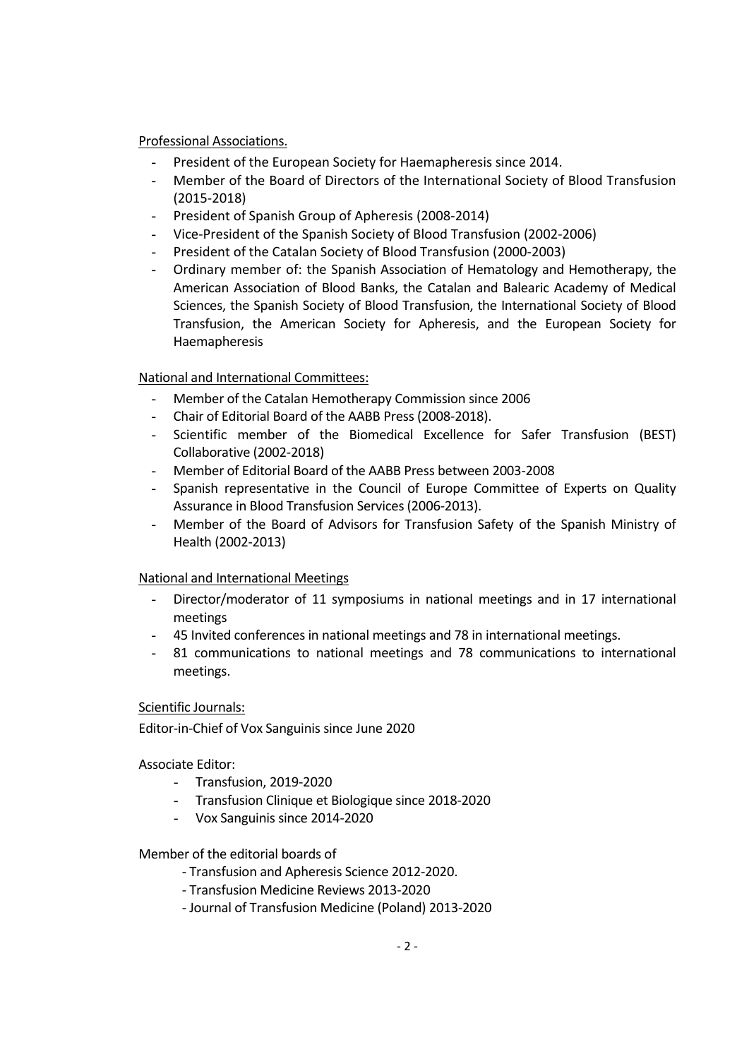Professional Associations.

- President of the European Society for Haemapheresis since 2014.
- Member of the Board of Directors of the International Society of Blood Transfusion (2015-2018)
- President of Spanish Group of Apheresis (2008-2014)
- Vice-President of the Spanish Society of Blood Transfusion (2002-2006)
- President of the Catalan Society of Blood Transfusion (2000-2003)
- Ordinary member of: the Spanish Association of Hematology and Hemotherapy, the American Association of Blood Banks, the Catalan and Balearic Academy of Medical Sciences, the Spanish Society of Blood Transfusion, the International Society of Blood Transfusion, the American Society for Apheresis, and the European Society for Haemapheresis

National and International Committees:

- Member of the Catalan Hemotherapy Commission since 2006
- Chair of Editorial Board of the AABB Press (2008-2018).
- Scientific member of the Biomedical Excellence for Safer Transfusion (BEST) Collaborative (2002-2018)
- Member of Editorial Board of the AABB Press between 2003-2008
- Spanish representative in the Council of Europe Committee of Experts on Quality Assurance in Blood Transfusion Services (2006-2013).
- Member of the Board of Advisors for Transfusion Safety of the Spanish Ministry of Health (2002-2013)

National and International Meetings

- Director/moderator of 11 symposiums in national meetings and in 17 international meetings
- 45 Invited conferences in national meetings and 78 in international meetings.
- 81 communications to national meetings and 78 communications to international meetings.

Scientific Journals:

Editor-in-Chief of Vox Sanguinis since June 2020

Associate Editor:

- Transfusion, 2019-2020
- Transfusion Clinique et Biologique since 2018-2020
- Vox Sanguinis since 2014-2020

Member of the editorial boards of

- Transfusion and Apheresis Science 2012-2020.
- Transfusion Medicine Reviews 2013-2020
- Journal of Transfusion Medicine (Poland) 2013-2020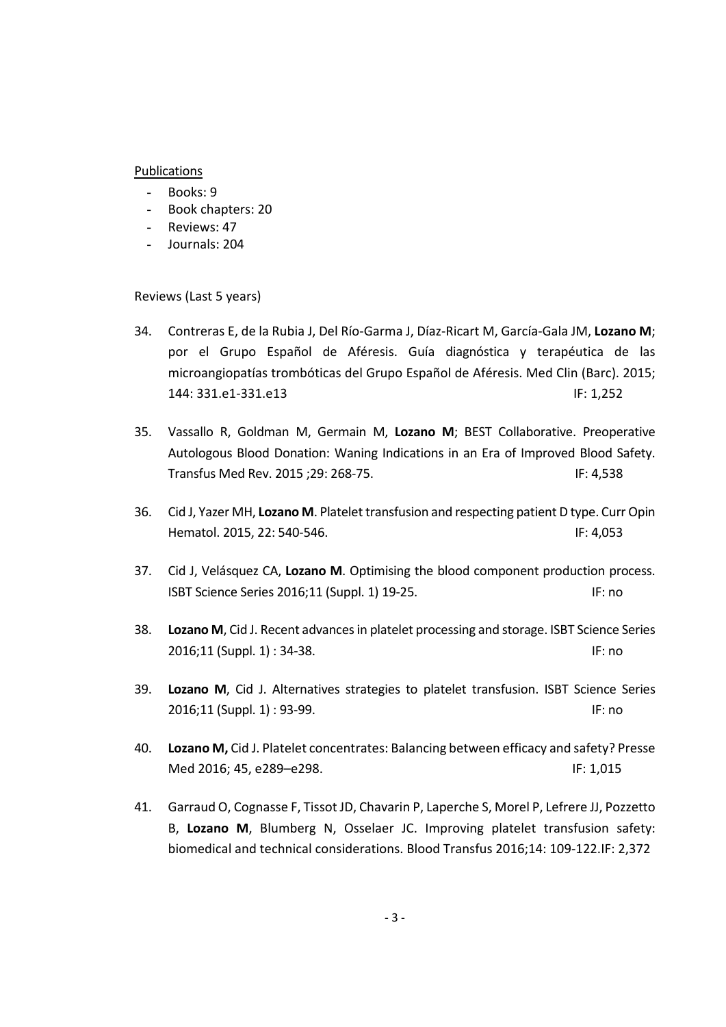Publications

- Books: 9
- Book chapters: 20
- Reviews: 47
- Journals: 204

Reviews (Last 5 years)

34. Contreras E, de la Rubia J, Del Río-Garma J, Díaz-Ricart M, García-Gala JM, **Lozano M**; por el Grupo Español de Aféresis. Guía diagnóstica y terapéutica de las microangiopatías trombóticas del Grupo Español de Aféresis. Med Clin (Barc). 2015; 144: 331.e1-331.e13 IF: 1,252

35. Vassallo R, Goldman M, Germain M, **Lozano M**; BEST Collaborative. Preoperative Autologous Blood Donation: Waning Indications in an Era of Improved Blood Safety. Transfus Med Rev. 2015 ;29: 268-75. IF: 4,538

36. Cid J, Yazer MH, **Lozano M**. Platelet transfusion and respecting patient D type. Curr Opin Hematol. 2015, 22: 540-546. IF: 4,053

37. Cid J, Velásquez CA, **Lozano M**. Optimising the blood component production process. ISBT Science Series 2016;11 (Suppl. 1) 19-25. IF: no

38. **Lozano M**, Cid J. Recent advances in platelet processing and storage. ISBT Science Series 2016;11 (Suppl. 1) : 34-38. IF: no

39. **Lozano M**, Cid J. Alternatives strategies to platelet transfusion. ISBT Science Series 2016;11 (Suppl. 1) : 93-99. IF: no

40. **Lozano M,** Cid J. Platelet concentrates: Balancing between efficacy and safety? Presse Med 2016; 45, e289–e298. IF: 1,015

41. Garraud O, Cognasse F, Tissot JD, Chavarin P, Laperche S, Morel P, Lefrere JJ, Pozzetto B, **Lozano M**, Blumberg N, Osselaer JC. Improving platelet transfusion safety: biomedical and technical considerations. Blood Transfus 2016;14: 109-122.IF: 2,372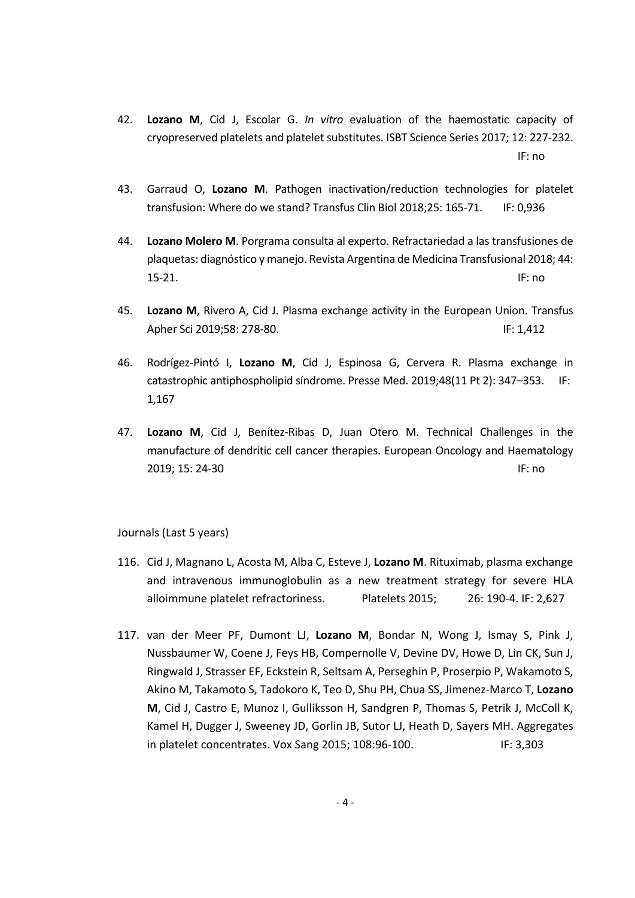42. **Lozano M**, Cid J, Escolar G. *In vitro* evaluation of the haemostatic capacity of cryopreserved platelets and platelet substitutes. ISBT Science Series 2017; 12: 227-232. IF: no

43. Garraud O, **Lozano M**. Pathogen inactivation/reduction technologies for platelet transfusion: Where do we stand? Transfus Clin Biol 2018;25: 165-71. IF: 0,936

44. **Lozano Molero M**. Porgrama consulta al experto. Refractariedad a las transfusiones de plaquetas: diagnóstico y manejo. Revista Argentina de Medicina Transfusional 2018; 44: 15-21. IF: no

45. **Lozano M**, Rivero A, Cid J. Plasma exchange activity in the European Union. Transfus Apher Sci 2019;58: 278-80. IF: 1,412

46. Rodrígez-Pintó I, **Lozano M**, Cid J, Espinosa G, Cervera R. Plasma exchange in catastrophic antiphospholipid síndrome. Presse Med. 2019;48(11 Pt 2): 347–353. IF: 1,167

47. **Lozano M**, Cid J, Benítez-Ribas D, Juan Otero M. Technical Challenges in the manufacture of dendritic cell cancer therapies. European Oncology and Haematology 2019; 15: 24-30 IF: no

Journals (Last 5 years)

116. Cid J, Magnano L, Acosta M, Alba C, Esteve J, **Lozano M**. Rituximab, plasma exchange and intravenous immunoglobulin as a new treatment strategy for severe HLA alloimmune platelet refractoriness. Platelets 2015; 26: 190-4. IF: 2,627

117. van der Meer PF, Dumont LJ, **Lozano M**, Bondar N, Wong J, Ismay S, Pink J, Nussbaumer W, Coene J, Feys HB, Compernolle V, Devine DV, Howe D, Lin CK, Sun J, Ringwald J, Strasser EF, Eckstein R, Seltsam A, Perseghin P, Proserpio P, Wakamoto S, Akino M, Takamoto S, Tadokoro K, Teo D, Shu PH, Chua SS, Jimenez-Marco T, **Lozano M**, Cid J, Castro E, Munoz I, Gulliksson H, Sandgren P, Thomas S, Petrik J, McColl K, Kamel H, Dugger J, Sweeney JD, Gorlin JB, Sutor LJ, Heath D, Sayers MH. Aggregates in platelet concentrates. Vox Sang 2015; 108:96-100. IF: 3,303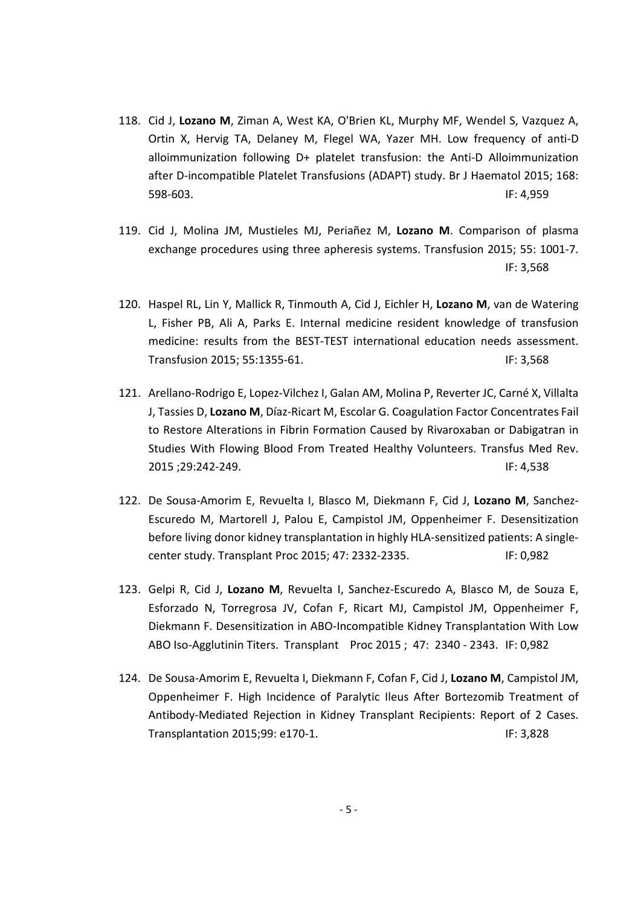118. Cid J, **Lozano M**, Ziman A, West KA, O'Brien KL, Murphy MF, Wendel S, Vazquez A, Ortin X, Hervig TA, Delaney M, Flegel WA, Yazer MH. Low frequency of anti-D alloimmunization following D+ platelet transfusion: the Anti-D Alloimmunization after D-incompatible Platelet Transfusions (ADAPT) study. Br J Haematol 2015; 168: 598-603. IF: 4,959

119. Cid J, Molina JM, Mustieles MJ, Periañez M, **Lozano M**. Comparison of plasma exchange procedures using three apheresis systems. Transfusion 2015; 55: 1001-7. IF: 3,568

120. Haspel RL, Lin Y, Mallick R, Tinmouth A, Cid J, Eichler H, **Lozano M**, van de Watering L, Fisher PB, Ali A, Parks E. Internal medicine resident knowledge of transfusion medicine: results from the BEST-TEST international education needs assessment. Transfusion 2015; 55:1355-61. IF: 3,568

121. Arellano-Rodrigo E, Lopez-Vilchez I, Galan AM, Molina P, Reverter JC, Carné X, Villalta J, Tassies D, **Lozano M**, Díaz-Ricart M, Escolar G. Coagulation Factor Concentrates Fail to Restore Alterations in Fibrin Formation Caused by Rivaroxaban or Dabigatran in Studies With Flowing Blood From Treated Healthy Volunteers. Transfus Med Rev. 2015 ;29:242-249. IF: 4,538

122. De Sousa-Amorim E, Revuelta I, Blasco M, Diekmann F, Cid J, **Lozano M**, Sanchez-Escuredo M, Martorell J, Palou E, Campistol JM, Oppenheimer F. Desensitization before living donor kidney transplantation in highly HLA-sensitized patients: A single-center study. Transplant Proc 2015; 47: 2332-2335. IF: 0,982

123. Gelpi R, Cid J, **Lozano M**, Revuelta I, Sanchez-Escuredo A, Blasco M, de Souza E, Esforzado N, Torregrosa JV, Cofan F, Ricart MJ, Campistol JM, Oppenheimer F, Diekmann F. Desensitization in ABO-Incompatible Kidney Transplantation With Low ABO Iso-Agglutinin Titers. Transplant Proc 2015 ; 47: 2340 - 2343. IF: 0,982

124. De Sousa-Amorim E, Revuelta I, Diekmann F, Cofan F, Cid J, **Lozano M**, Campistol JM, Oppenheimer F. High Incidence of Paralytic Ileus After Bortezomib Treatment of Antibody-Mediated Rejection in Kidney Transplant Recipients: Report of 2 Cases. Transplantation 2015;99: e170-1. IF: 3,828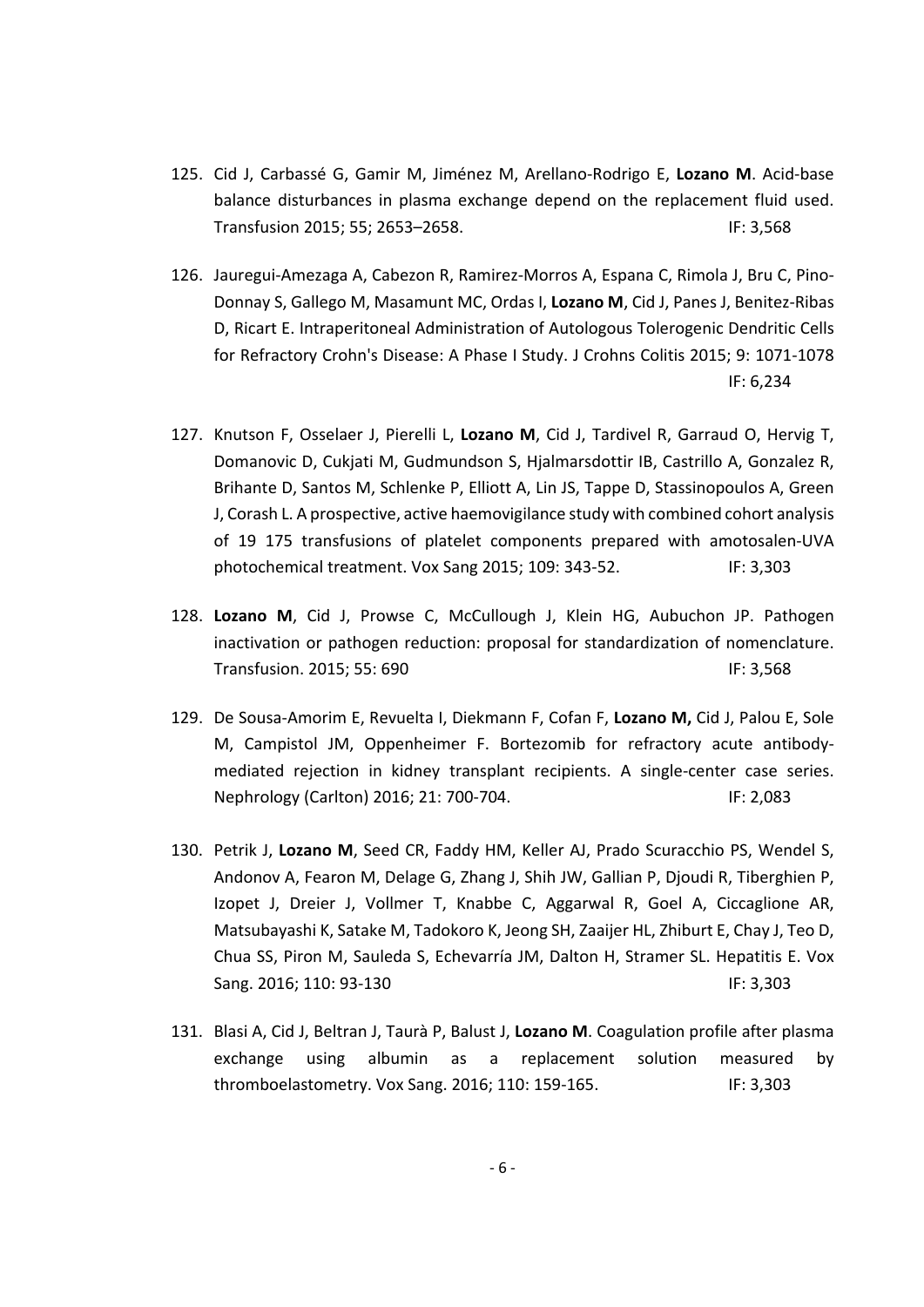125. Cid J, Carbassé G, Gamir M, Jiménez M, Arellano-Rodrigo E, **Lozano M**. Acid-base balance disturbances in plasma exchange depend on the replacement fluid used. Transfusion 2015; 55; 2653–2658. IF: 3,568

126. Jauregui-Amezaga A, Cabezon R, Ramirez-Morros A, Espana C, Rimola J, Bru C, Pino-Donnay S, Gallego M, Masamunt MC, Ordas I, **Lozano M**, Cid J, Panes J, Benitez-Ribas D, Ricart E. Intraperitoneal Administration of Autologous Tolerogenic Dendritic Cells for Refractory Crohn's Disease: A Phase I Study. J Crohns Colitis 2015; 9: 1071-1078 IF: 6,234

127. Knutson F, Osselaer J, Pierelli L, **Lozano M**, Cid J, Tardivel R, Garraud O, Hervig T, Domanovic D, Cukjati M, Gudmundson S, Hjalmarsdottir IB, Castrillo A, Gonzalez R, Brihante D, Santos M, Schlenke P, Elliott A, Lin JS, Tappe D, Stassinopoulos A, Green J, Corash L. A prospective, active haemovigilance study with combined cohort analysis of 19 175 transfusions of platelet components prepared with amotosalen-UVA photochemical treatment. Vox Sang 2015; 109: 343-52. IF: 3,303

128. **Lozano M**, Cid J, Prowse C, McCullough J, Klein HG, Aubuchon JP. Pathogen inactivation or pathogen reduction: proposal for standardization of nomenclature. Transfusion. 2015; 55: 690 IF: 3,568

129. De Sousa-Amorim E, Revuelta I, Diekmann F, Cofan F, **Lozano M,** Cid J, Palou E, Sole M, Campistol JM, Oppenheimer F. Bortezomib for refractory acute antibody-mediated rejection in kidney transplant recipients. A single-center case series. Nephrology (Carlton) 2016; 21: 700-704. IF: 2,083

130. Petrik J, **Lozano M**, Seed CR, Faddy HM, Keller AJ, Prado Scuracchio PS, Wendel S, Andonov A, Fearon M, Delage G, Zhang J, Shih JW, Gallian P, Djoudi R, Tiberghien P, Izopet J, Dreier J, Vollmer T, Knabbe C, Aggarwal R, Goel A, Ciccaglione AR, Matsubayashi K, Satake M, Tadokoro K, Jeong SH, Zaaijer HL, Zhiburt E, Chay J, Teo D, Chua SS, Piron M, Sauleda S, Echevarría JM, Dalton H, Stramer SL. Hepatitis E. Vox Sang. 2016; 110: 93-130 IF: 3,303

131. Blasi A, Cid J, Beltran J, Taurà P, Balust J, **Lozano M**. Coagulation profile after plasma exchange using albumin as a replacement solution measured by thromboelastometry. Vox Sang. 2016; 110: 159-165. IF: 3,303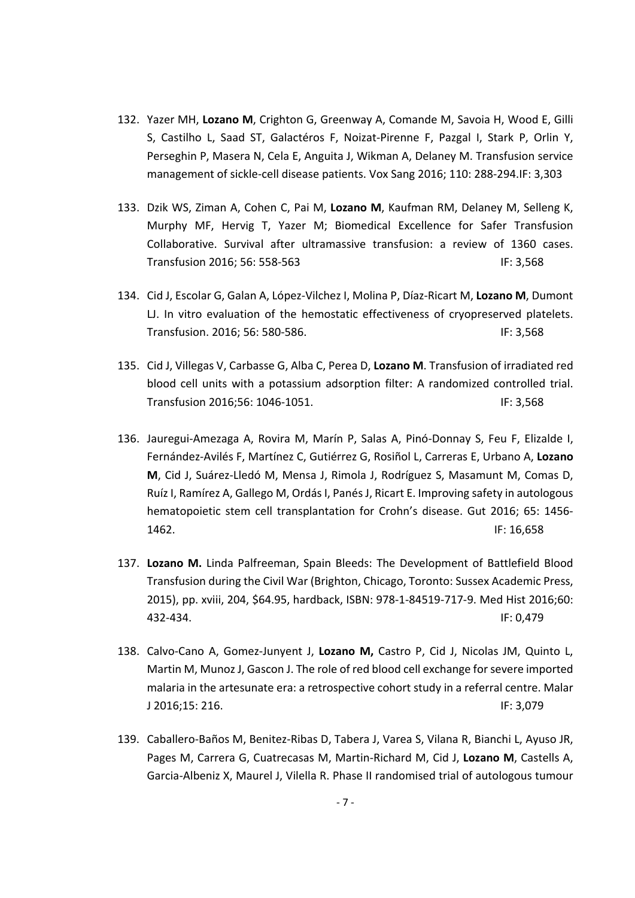132. Yazer MH, **Lozano M**, Crighton G, Greenway A, Comande M, Savoia H, Wood E, Gilli S, Castilho L, Saad ST, Galactéros F, Noizat-Pirenne F, Pazgal I, Stark P, Orlin Y, Perseghin P, Masera N, Cela E, Anguita J, Wikman A, Delaney M. Transfusion service management of sickle-cell disease patients. Vox Sang 2016; 110: 288-294.IF: 3,303

133. Dzik WS, Ziman A, Cohen C, Pai M, **Lozano M**, Kaufman RM, Delaney M, Selleng K, Murphy MF, Hervig T, Yazer M; Biomedical Excellence for Safer Transfusion Collaborative. Survival after ultramassive transfusion: a review of 1360 cases. Transfusion 2016; 56: 558-563 IF: 3,568

134. Cid J, Escolar G, Galan A, López-Vilchez I, Molina P, Díaz-Ricart M, **Lozano M**, Dumont LJ. In vitro evaluation of the hemostatic effectiveness of cryopreserved platelets. Transfusion. 2016; 56: 580-586. IF: 3,568

135. Cid J, Villegas V, Carbasse G, Alba C, Perea D, **Lozano M**. Transfusion of irradiated red blood cell units with a potassium adsorption filter: A randomized controlled trial. Transfusion 2016;56: 1046-1051. IF: 3,568

136. Jauregui-Amezaga A, Rovira M, Marín P, Salas A, Pinó-Donnay S, Feu F, Elizalde I, Fernández-Avilés F, Martínez C, Gutiérrez G, Rosiñol L, Carreras E, Urbano A, **Lozano M**, Cid J, Suárez-Lledó M, Mensa J, Rimola J, Rodríguez S, Masamunt M, Comas D, Ruíz I, Ramírez A, Gallego M, Ordás I, Panés J, Ricart E. Improving safety in autologous hematopoietic stem cell transplantation for Crohn's disease. Gut 2016; 65: 1456-1462. IF: 16,658

137. **Lozano M.** Linda Palfreeman, Spain Bleeds: The Development of Battlefield Blood Transfusion during the Civil War (Brighton, Chicago, Toronto: Sussex Academic Press, 2015), pp. xviii, 204, $64.95, hardback, ISBN: 978-1-84519-717-9. Med Hist 2016;60: 432-434. IF: 0,479

138. Calvo-Cano A, Gomez-Junyent J, **Lozano M,** Castro P, Cid J, Nicolas JM, Quinto L, Martin M, Munoz J, Gascon J. The role of red blood cell exchange for severe imported malaria in the artesunate era: a retrospective cohort study in a referral centre. Malar J 2016;15: 216. IF: 3,079

139. Caballero-Baños M, Benitez-Ribas D, Tabera J, Varea S, Vilana R, Bianchi L, Ayuso JR, Pages M, Carrera G, Cuatrecasas M, Martin-Richard M, Cid J, **Lozano M**, Castells A, Garcia-Albeniz X, Maurel J, Vilella R. Phase II randomised trial of autologous tumour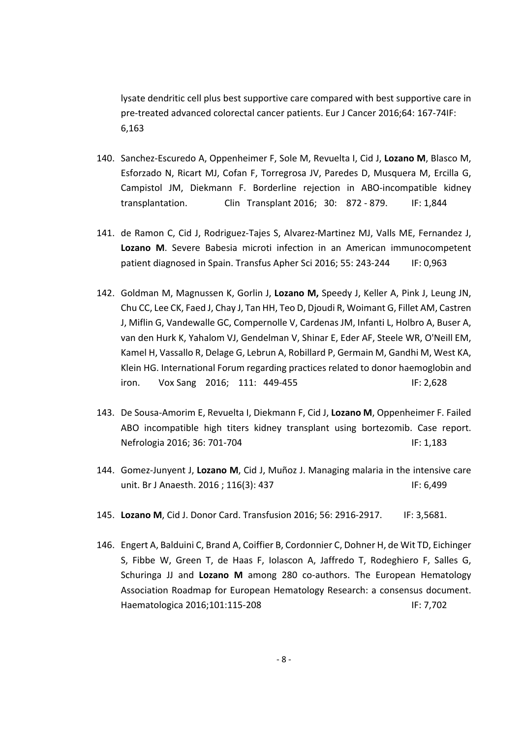lysate dendritic cell plus best supportive care compared with best supportive care in pre-treated advanced colorectal cancer patients. Eur J Cancer 2016;64: 167-74IF: 6,163

140. Sanchez-Escuredo A, Oppenheimer F, Sole M, Revuelta I, Cid J, **Lozano M**, Blasco M, Esforzado N, Ricart MJ, Cofan F, Torregrosa JV, Paredes D, Musquera M, Ercilla G, Campistol JM, Diekmann F. Borderline rejection in ABO-incompatible kidney transplantation. Clin Transplant 2016; 30: 872 - 879. IF: 1,844

141. de Ramon C, Cid J, Rodriguez-Tajes S, Alvarez-Martinez MJ, Valls ME, Fernandez J, **Lozano M**. Severe Babesia microti infection in an American immunocompetent patient diagnosed in Spain. Transfus Apher Sci 2016; 55: 243-244 IF: 0,963

142. Goldman M, Magnussen K, Gorlin J, **Lozano M,** Speedy J, Keller A, Pink J, Leung JN, Chu CC, Lee CK, Faed J, Chay J, Tan HH, Teo D, Djoudi R, Woimant G, Fillet AM, Castren J, Miflin G, Vandewalle GC, Compernolle V, Cardenas JM, Infanti L, Holbro A, Buser A, van den Hurk K, Yahalom VJ, Gendelman V, Shinar E, Eder AF, Steele WR, O'Neill EM, Kamel H, Vassallo R, Delage G, Lebrun A, Robillard P, Germain M, Gandhi M, West KA, Klein HG. International Forum regarding practices related to donor haemoglobin and iron. Vox Sang 2016; 111: 449-455 IF: 2,628

143. De Sousa-Amorim E, Revuelta I, Diekmann F, Cid J, **Lozano M**, Oppenheimer F. Failed ABO incompatible high titers kidney transplant using bortezomib. Case report. Nefrologia 2016; 36: 701-704 IF: 1,183

144. Gomez-Junyent J, **Lozano M**, Cid J, Muñoz J. Managing malaria in the intensive care unit. Br J Anaesth. 2016 ; 116(3): 437 IF: 6,499

145. **Lozano M**, Cid J. Donor Card. Transfusion 2016; 56: 2916-2917. IF: 3,5681.

146. Engert A, Balduini C, Brand A, Coiffier B, Cordonnier C, Dohner H, de Wit TD, Eichinger S, Fibbe W, Green T, de Haas F, Iolascon A, Jaffredo T, Rodeghiero F, Salles G, Schuringa JJ and **Lozano M** among 280 co-authors. The European Hematology Association Roadmap for European Hematology Research: a consensus document. Haematologica 2016;101:115-208 IF: 7,702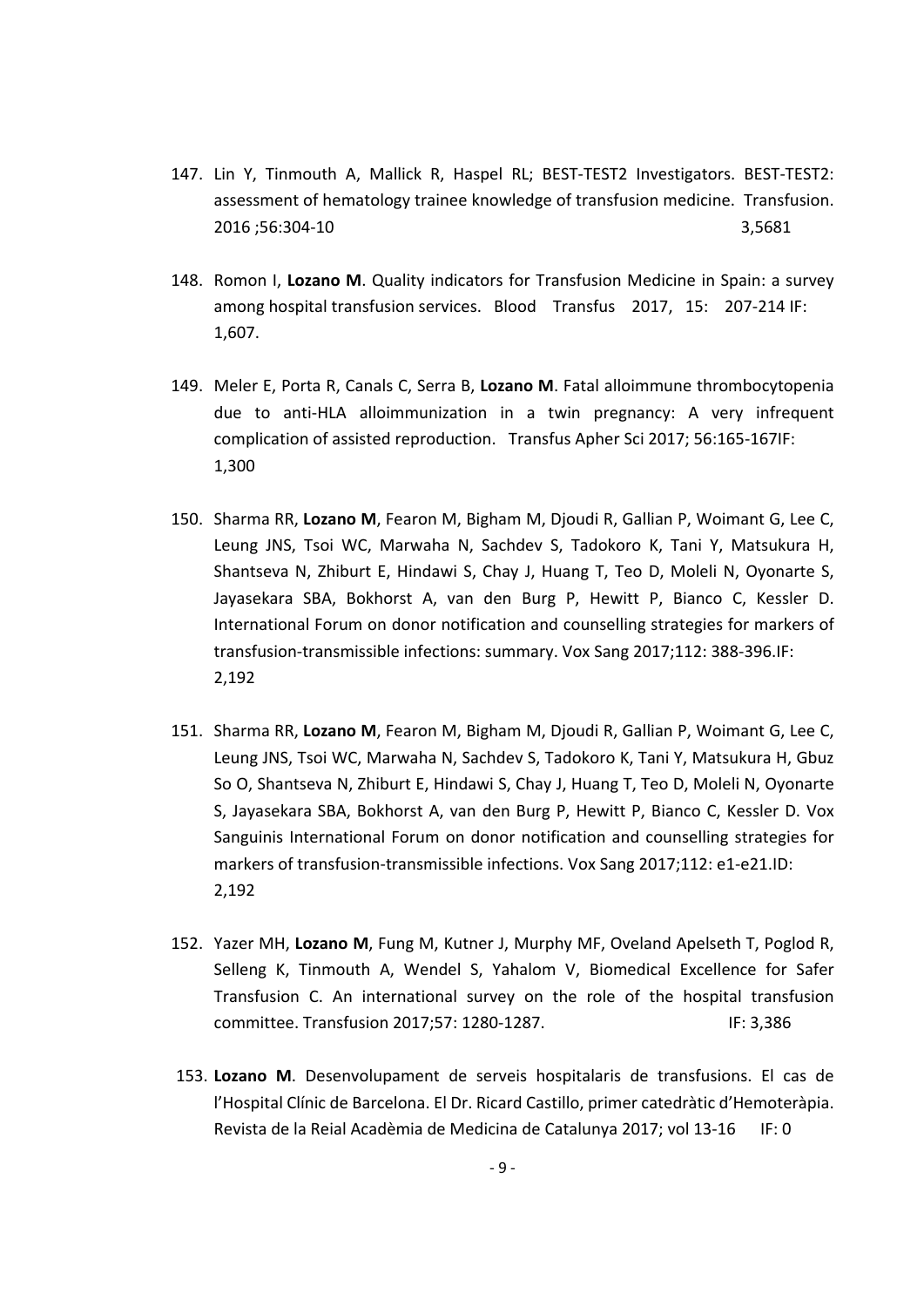147. Lin Y, Tinmouth A, Mallick R, Haspel RL; BEST-TEST2 Investigators. BEST-TEST2: assessment of hematology trainee knowledge of transfusion medicine. Transfusion. 2016 ;56:304-10 3,5681

148. Romon I, **Lozano M**. Quality indicators for Transfusion Medicine in Spain: a survey among hospital transfusion services. Blood Transfus 2017, 15: 207-214 IF: 1,607.

149. Meler E, Porta R, Canals C, Serra B, **Lozano M**. Fatal alloimmune thrombocytopenia due to anti-HLA alloimmunization in a twin pregnancy: A very infrequent complication of assisted reproduction. Transfus Apher Sci 2017; 56:165-167IF: 1,300

150. Sharma RR, **Lozano M**, Fearon M, Bigham M, Djoudi R, Gallian P, Woimant G, Lee C, Leung JNS, Tsoi WC, Marwaha N, Sachdev S, Tadokoro K, Tani Y, Matsukura H, Shantseva N, Zhiburt E, Hindawi S, Chay J, Huang T, Teo D, Moleli N, Oyonarte S, Jayasekara SBA, Bokhorst A, van den Burg P, Hewitt P, Bianco C, Kessler D. International Forum on donor notification and counselling strategies for markers of transfusion-transmissible infections: summary. Vox Sang 2017;112: 388-396.IF: 2,192

151. Sharma RR, **Lozano M**, Fearon M, Bigham M, Djoudi R, Gallian P, Woimant G, Lee C, Leung JNS, Tsoi WC, Marwaha N, Sachdev S, Tadokoro K, Tani Y, Matsukura H, Gbuz So O, Shantseva N, Zhiburt E, Hindawi S, Chay J, Huang T, Teo D, Moleli N, Oyonarte S, Jayasekara SBA, Bokhorst A, van den Burg P, Hewitt P, Bianco C, Kessler D. Vox Sanguinis International Forum on donor notification and counselling strategies for markers of transfusion-transmissible infections. Vox Sang 2017;112: e1-e21.ID: 2,192

152. Yazer MH, **Lozano M**, Fung M, Kutner J, Murphy MF, Oveland Apelseth T, Poglod R, Selleng K, Tinmouth A, Wendel S, Yahalom V, Biomedical Excellence for Safer Transfusion C. An international survey on the role of the hospital transfusion committee. Transfusion 2017;57: 1280-1287. IF: 3,386

153. **Lozano M**. Desenvolupament de serveis hospitalaris de transfusions. El cas de l'Hospital Clínic de Barcelona. El Dr. Ricard Castillo, primer catedràtic d'Hemoteràpia. Revista de la Reial Acadèmia de Medicina de Catalunya 2017; vol 13-16 IF: 0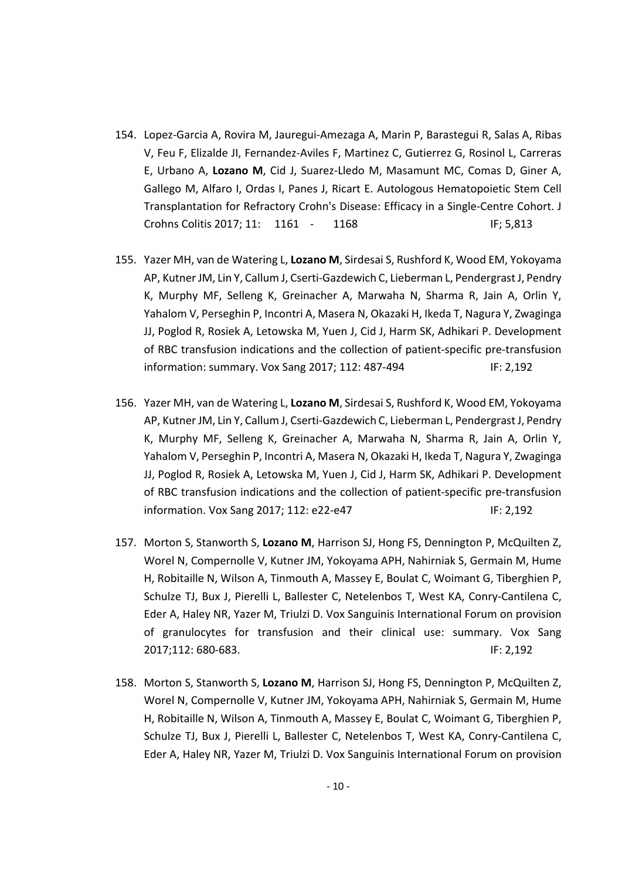154. Lopez-Garcia A, Rovira M, Jauregui-Amezaga A, Marin P, Barastegui R, Salas A, Ribas V, Feu F, Elizalde JI, Fernandez-Aviles F, Martinez C, Gutierrez G, Rosinol L, Carreras E, Urbano A, **Lozano M**, Cid J, Suarez-Lledo M, Masamunt MC, Comas D, Giner A, Gallego M, Alfaro I, Ordas I, Panes J, Ricart E. Autologous Hematopoietic Stem Cell Transplantation for Refractory Crohn's Disease: Efficacy in a Single-Centre Cohort. J Crohns Colitis 2017; 11: 1161 - 1168 IF; 5,813

155. Yazer MH, van de Watering L, **Lozano M**, Sirdesai S, Rushford K, Wood EM, Yokoyama AP, Kutner JM, Lin Y, Callum J, Cserti-Gazdewich C, Lieberman L, Pendergrast J, Pendry K, Murphy MF, Selleng K, Greinacher A, Marwaha N, Sharma R, Jain A, Orlin Y, Yahalom V, Perseghin P, Incontri A, Masera N, Okazaki H, Ikeda T, Nagura Y, Zwaginga JJ, Poglod R, Rosiek A, Letowska M, Yuen J, Cid J, Harm SK, Adhikari P. Development of RBC transfusion indications and the collection of patient-specific pre-transfusion information: summary. Vox Sang 2017; 112: 487-494 IF: 2,192

156. Yazer MH, van de Watering L, **Lozano M**, Sirdesai S, Rushford K, Wood EM, Yokoyama AP, Kutner JM, Lin Y, Callum J, Cserti-Gazdewich C, Lieberman L, Pendergrast J, Pendry K, Murphy MF, Selleng K, Greinacher A, Marwaha N, Sharma R, Jain A, Orlin Y, Yahalom V, Perseghin P, Incontri A, Masera N, Okazaki H, Ikeda T, Nagura Y, Zwaginga JJ, Poglod R, Rosiek A, Letowska M, Yuen J, Cid J, Harm SK, Adhikari P. Development of RBC transfusion indications and the collection of patient-specific pre-transfusion information. Vox Sang 2017; 112: e22-e47 IF: 2,192

157. Morton S, Stanworth S, **Lozano M**, Harrison SJ, Hong FS, Dennington P, McQuilten Z, Worel N, Compernolle V, Kutner JM, Yokoyama APH, Nahirniak S, Germain M, Hume H, Robitaille N, Wilson A, Tinmouth A, Massey E, Boulat C, Woimant G, Tiberghien P, Schulze TJ, Bux J, Pierelli L, Ballester C, Netelenbos T, West KA, Conry-Cantilena C, Eder A, Haley NR, Yazer M, Triulzi D. Vox Sanguinis International Forum on provision of granulocytes for transfusion and their clinical use: summary. Vox Sang 2017;112: 680-683. IF: 2,192

158. Morton S, Stanworth S, **Lozano M**, Harrison SJ, Hong FS, Dennington P, McQuilten Z, Worel N, Compernolle V, Kutner JM, Yokoyama APH, Nahirniak S, Germain M, Hume H, Robitaille N, Wilson A, Tinmouth A, Massey E, Boulat C, Woimant G, Tiberghien P, Schulze TJ, Bux J, Pierelli L, Ballester C, Netelenbos T, West KA, Conry-Cantilena C, Eder A, Haley NR, Yazer M, Triulzi D. Vox Sanguinis International Forum on provision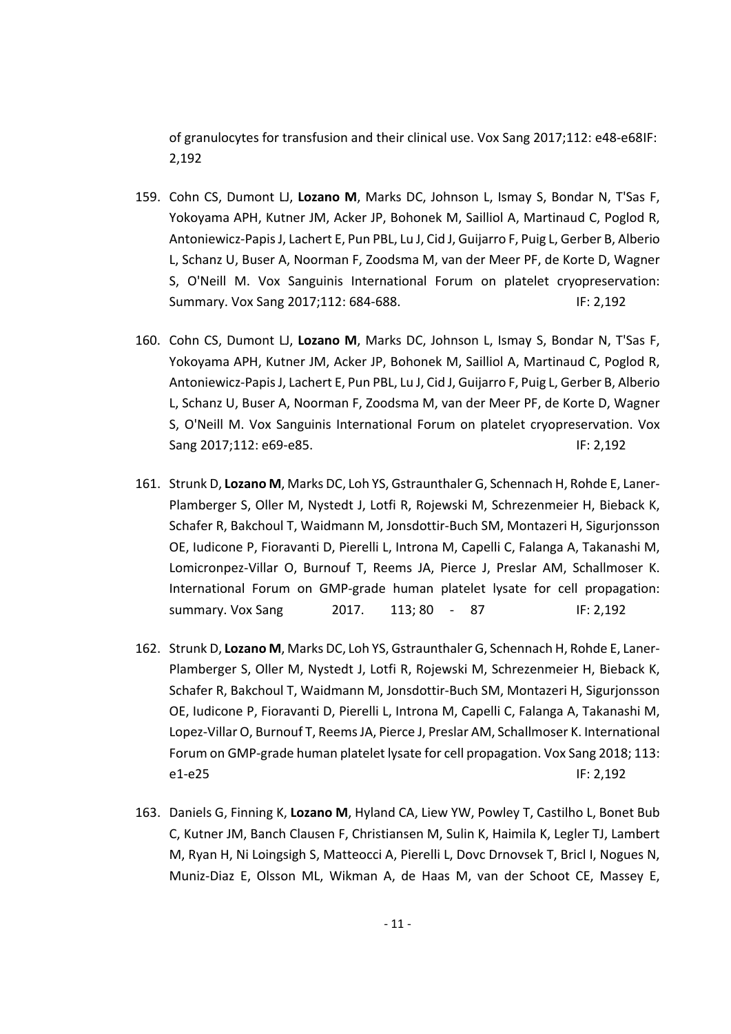of granulocytes for transfusion and their clinical use. Vox Sang 2017;112: e48-e68IF: 2,192

159. Cohn CS, Dumont LJ, **Lozano M**, Marks DC, Johnson L, Ismay S, Bondar N, T'Sas F, Yokoyama APH, Kutner JM, Acker JP, Bohonek M, Sailliol A, Martinaud C, Poglod R, Antoniewicz-Papis J, Lachert E, Pun PBL, Lu J, Cid J, Guijarro F, Puig L, Gerber B, Alberio L, Schanz U, Buser A, Noorman F, Zoodsma M, van der Meer PF, de Korte D, Wagner S, O'Neill M. Vox Sanguinis International Forum on platelet cryopreservation: Summary. Vox Sang 2017;112: 684-688. IF: 2,192

160. Cohn CS, Dumont LJ, **Lozano M**, Marks DC, Johnson L, Ismay S, Bondar N, T'Sas F, Yokoyama APH, Kutner JM, Acker JP, Bohonek M, Sailliol A, Martinaud C, Poglod R, Antoniewicz-Papis J, Lachert E, Pun PBL, Lu J, Cid J, Guijarro F, Puig L, Gerber B, Alberio L, Schanz U, Buser A, Noorman F, Zoodsma M, van der Meer PF, de Korte D, Wagner S, O'Neill M. Vox Sanguinis International Forum on platelet cryopreservation. Vox Sang 2017;112: e69-e85. IF: 2,192

161. Strunk D, **Lozano M**, Marks DC, Loh YS, Gstraunthaler G, Schennach H, Rohde E, Laner-Plamberger S, Oller M, Nystedt J, Lotfi R, Rojewski M, Schrezenmeier H, Bieback K, Schafer R, Bakchoul T, Waidmann M, Jonsdottir-Buch SM, Montazeri H, Sigurjonsson OE, Iudicone P, Fioravanti D, Pierelli L, Introna M, Capelli C, Falanga A, Takanashi M, Lomicronpez-Villar O, Burnouf T, Reems JA, Pierce J, Preslar AM, Schallmoser K. International Forum on GMP-grade human platelet lysate for cell propagation: summary. Vox Sang 2017. 113; 80 - 87 IF: 2,192

162. Strunk D, **Lozano M**, Marks DC, Loh YS, Gstraunthaler G, Schennach H, Rohde E, Laner-Plamberger S, Oller M, Nystedt J, Lotfi R, Rojewski M, Schrezenmeier H, Bieback K, Schafer R, Bakchoul T, Waidmann M, Jonsdottir-Buch SM, Montazeri H, Sigurjonsson OE, Iudicone P, Fioravanti D, Pierelli L, Introna M, Capelli C, Falanga A, Takanashi M, Lopez-Villar O, Burnouf T, Reems JA, Pierce J, Preslar AM, Schallmoser K. International Forum on GMP-grade human platelet lysate for cell propagation. Vox Sang 2018; 113: e1-e25 IF: 2,192

163. Daniels G, Finning K, **Lozano M**, Hyland CA, Liew YW, Powley T, Castilho L, Bonet Bub C, Kutner JM, Banch Clausen F, Christiansen M, Sulin K, Haimila K, Legler TJ, Lambert M, Ryan H, Ni Loingsigh S, Matteocci A, Pierelli L, Dovc Drnovsek T, Bricl I, Nogues N, Muniz-Diaz E, Olsson ML, Wikman A, de Haas M, van der Schoot CE, Massey E,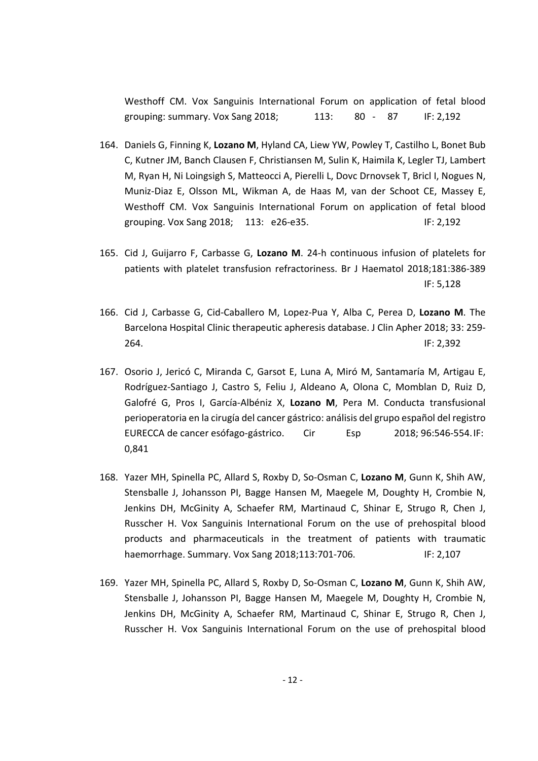Westhoff CM. Vox Sanguinis International Forum on application of fetal blood grouping: summary. Vox Sang 2018; 113: 80 - 87 IF: 2,192

164. Daniels G, Finning K, **Lozano M**, Hyland CA, Liew YW, Powley T, Castilho L, Bonet Bub C, Kutner JM, Banch Clausen F, Christiansen M, Sulin K, Haimila K, Legler TJ, Lambert M, Ryan H, Ni Loingsigh S, Matteocci A, Pierelli L, Dovc Drnovsek T, Bricl I, Nogues N, Muniz-Diaz E, Olsson ML, Wikman A, de Haas M, van der Schoot CE, Massey E, Westhoff CM. Vox Sanguinis International Forum on application of fetal blood grouping. Vox Sang 2018; 113: e26-e35. IF: 2,192

165. Cid J, Guijarro F, Carbasse G, **Lozano M**. 24-h continuous infusion of platelets for patients with platelet transfusion refractoriness. Br J Haematol 2018;181:386-389 IF: 5,128

166. Cid J, Carbasse G, Cid-Caballero M, Lopez-Pua Y, Alba C, Perea D, **Lozano M**. The Barcelona Hospital Clinic therapeutic apheresis database. J Clin Apher 2018; 33: 259-264. IF: 2,392

167. Osorio J, Jericó C, Miranda C, Garsot E, Luna A, Miró M, Santamaría M, Artigau E, Rodríguez-Santiago J, Castro S, Feliu J, Aldeano A, Olona C, Momblan D, Ruiz D, Galofré G, Pros I, García-Albéniz X, **Lozano M**, Pera M. Conducta transfusional perioperatoria en la cirugía del cancer gástrico: análisis del grupo español del registro EURECCA de cancer esófago-gástrico. Cir Esp 2018; 96:546-554. IF: 0,841

168. Yazer MH, Spinella PC, Allard S, Roxby D, So-Osman C, **Lozano M**, Gunn K, Shih AW, Stensballe J, Johansson PI, Bagge Hansen M, Maegele M, Doughty H, Crombie N, Jenkins DH, McGinity A, Schaefer RM, Martinaud C, Shinar E, Strugo R, Chen J, Russcher H. Vox Sanguinis International Forum on the use of prehospital blood products and pharmaceuticals in the treatment of patients with traumatic haemorrhage. Summary. Vox Sang 2018;113:701-706. IF: 2,107

169. Yazer MH, Spinella PC, Allard S, Roxby D, So-Osman C, **Lozano M**, Gunn K, Shih AW, Stensballe J, Johansson PI, Bagge Hansen M, Maegele M, Doughty H, Crombie N, Jenkins DH, McGinity A, Schaefer RM, Martinaud C, Shinar E, Strugo R, Chen J, Russcher H. Vox Sanguinis International Forum on the use of prehospital blood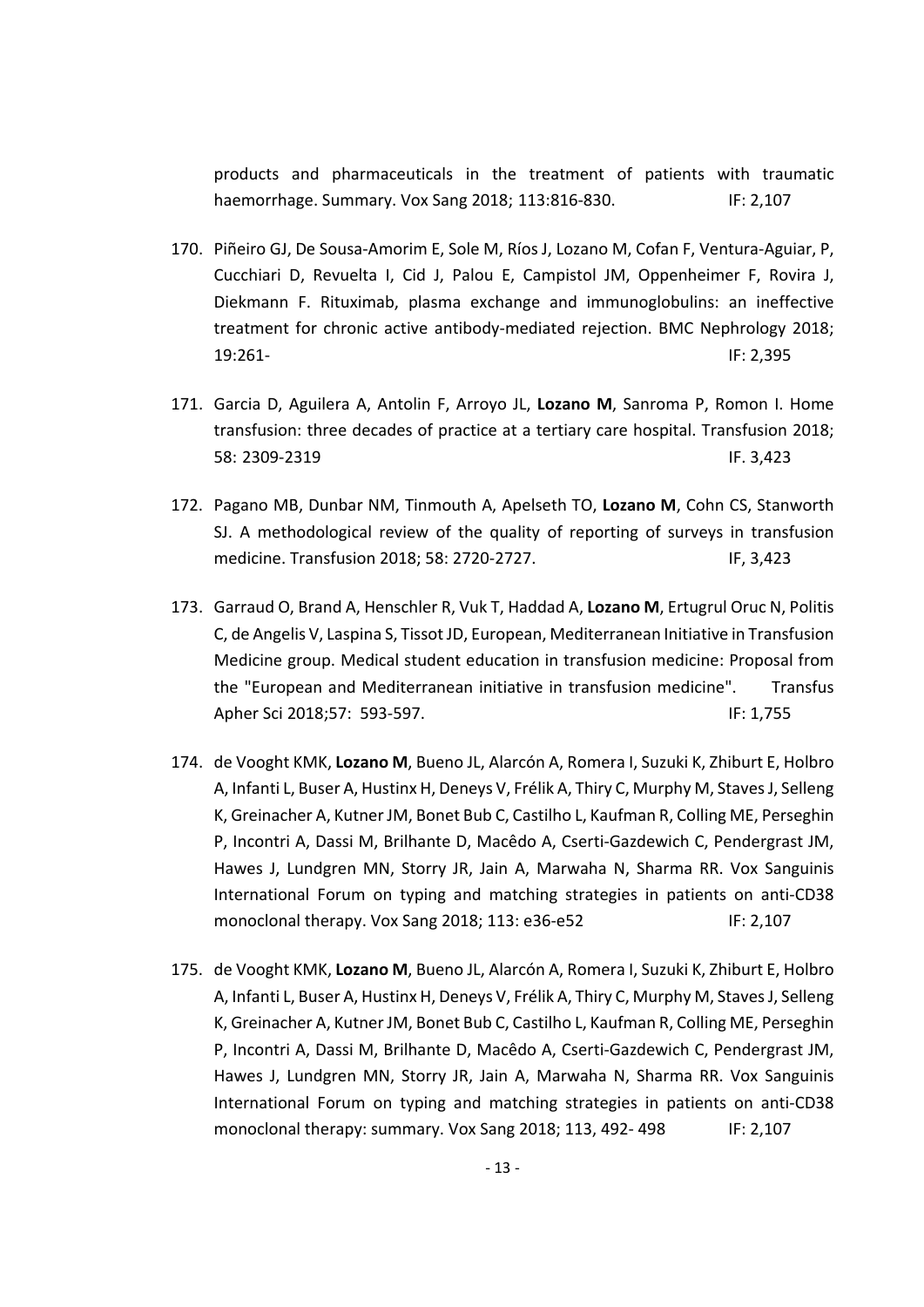products and pharmaceuticals in the treatment of patients with traumatic haemorrhage. Summary. Vox Sang 2018; 113:816-830. IF: 2,107

170. Piñeiro GJ, De Sousa-Amorim E, Sole M, Ríos J, Lozano M, Cofan F, Ventura-Aguiar, P, Cucchiari D, Revuelta I, Cid J, Palou E, Campistol JM, Oppenheimer F, Rovira J, Diekmann F. Rituximab, plasma exchange and immunoglobulins: an ineffective treatment for chronic active antibody-mediated rejection. BMC Nephrology 2018; 19:261- IF: 2,395

171. Garcia D, Aguilera A, Antolin F, Arroyo JL, **Lozano M**, Sanroma P, Romon I. Home transfusion: three decades of practice at a tertiary care hospital. Transfusion 2018; 58: 2309-2319 IF. 3,423

172. Pagano MB, Dunbar NM, Tinmouth A, Apelseth TO, **Lozano M**, Cohn CS, Stanworth SJ. A methodological review of the quality of reporting of surveys in transfusion medicine. Transfusion 2018; 58: 2720-2727. IF, 3,423

173. Garraud O, Brand A, Henschler R, Vuk T, Haddad A, **Lozano M**, Ertugrul Oruc N, Politis C, de Angelis V, Laspina S, Tissot JD, European, Mediterranean Initiative in Transfusion Medicine group. Medical student education in transfusion medicine: Proposal from the "European and Mediterranean initiative in transfusion medicine". Transfus Apher Sci 2018;57: 593-597. IF: 1,755

174. de Vooght KMK, **Lozano M**, Bueno JL, Alarcón A, Romera I, Suzuki K, Zhiburt E, Holbro A, Infanti L, Buser A, Hustinx H, Deneys V, Frélik A, Thiry C, Murphy M, Staves J, Selleng K, Greinacher A, Kutner JM, Bonet Bub C, Castilho L, Kaufman R, Colling ME, Perseghin P, Incontri A, Dassi M, Brilhante D, Macêdo A, Cserti-Gazdewich C, Pendergrast JM, Hawes J, Lundgren MN, Storry JR, Jain A, Marwaha N, Sharma RR. Vox Sanguinis International Forum on typing and matching strategies in patients on anti-CD38 monoclonal therapy. Vox Sang 2018; 113: e36-e52 IF: 2,107

175. de Vooght KMK, **Lozano M**, Bueno JL, Alarcón A, Romera I, Suzuki K, Zhiburt E, Holbro A, Infanti L, Buser A, Hustinx H, Deneys V, Frélik A, Thiry C, Murphy M, Staves J, Selleng K, Greinacher A, Kutner JM, Bonet Bub C, Castilho L, Kaufman R, Colling ME, Perseghin P, Incontri A, Dassi M, Brilhante D, Macêdo A, Cserti-Gazdewich C, Pendergrast JM, Hawes J, Lundgren MN, Storry JR, Jain A, Marwaha N, Sharma RR. Vox Sanguinis International Forum on typing and matching strategies in patients on anti-CD38 monoclonal therapy: summary. Vox Sang 2018; 113, 492- 498 IF: 2,107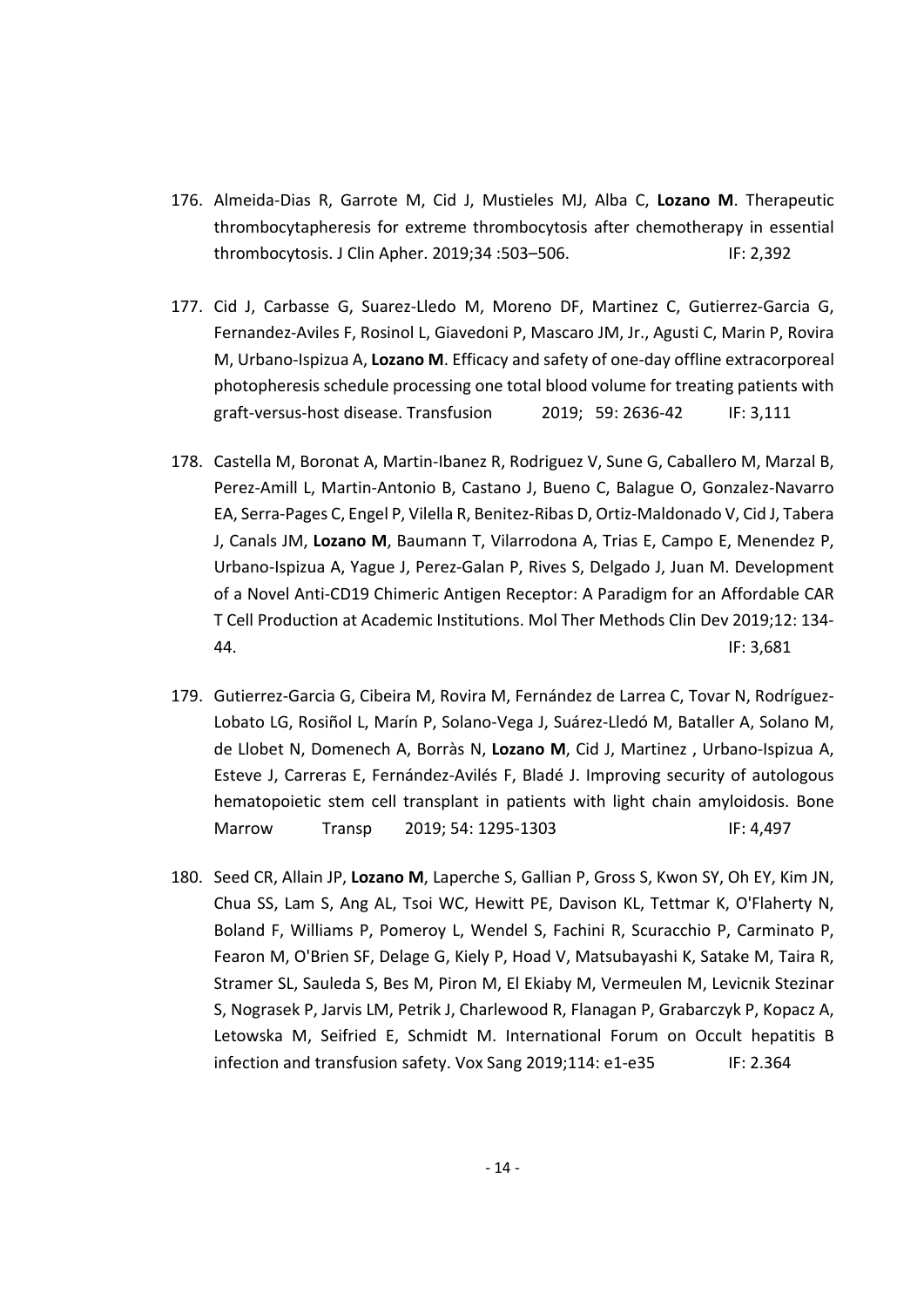176. Almeida-Dias R, Garrote M, Cid J, Mustieles MJ, Alba C, **Lozano M**. Therapeutic thrombocytapheresis for extreme thrombocytosis after chemotherapy in essential thrombocytosis. J Clin Apher. 2019;34 :503–506. IF: 2,392

177. Cid J, Carbasse G, Suarez-Lledo M, Moreno DF, Martinez C, Gutierrez-Garcia G, Fernandez-Aviles F, Rosinol L, Giavedoni P, Mascaro JM, Jr., Agusti C, Marin P, Rovira M, Urbano-Ispizua A, **Lozano M**. Efficacy and safety of one-day offline extracorporeal photopheresis schedule processing one total blood volume for treating patients with graft-versus-host disease. Transfusion 2019; 59: 2636-42 IF: 3,111

178. Castella M, Boronat A, Martin-Ibanez R, Rodriguez V, Sune G, Caballero M, Marzal B, Perez-Amill L, Martin-Antonio B, Castano J, Bueno C, Balague O, Gonzalez-Navarro EA, Serra-Pages C, Engel P, Vilella R, Benitez-Ribas D, Ortiz-Maldonado V, Cid J, Tabera J, Canals JM, **Lozano M**, Baumann T, Vilarrodona A, Trias E, Campo E, Menendez P, Urbano-Ispizua A, Yague J, Perez-Galan P, Rives S, Delgado J, Juan M. Development of a Novel Anti-CD19 Chimeric Antigen Receptor: A Paradigm for an Affordable CAR T Cell Production at Academic Institutions. Mol Ther Methods Clin Dev 2019;12: 134-44. IF: 3,681

179. Gutierrez-Garcia G, Cibeira M, Rovira M, Fernández de Larrea C, Tovar N, Rodríguez-Lobato LG, Rosiñol L, Marín P, Solano-Vega J, Suárez-Lledó M, Bataller A, Solano M, de Llobet N, Domenech A, Borràs N, **Lozano M**, Cid J, Martinez , Urbano-Ispizua A, Esteve J, Carreras E, Fernández-Avilés F, Bladé J. Improving security of autologous hematopoietic stem cell transplant in patients with light chain amyloidosis. Bone Marrow Transp 2019; 54: 1295-1303 IF: 4,497

180. Seed CR, Allain JP, **Lozano M**, Laperche S, Gallian P, Gross S, Kwon SY, Oh EY, Kim JN, Chua SS, Lam S, Ang AL, Tsoi WC, Hewitt PE, Davison KL, Tettmar K, O'Flaherty N, Boland F, Williams P, Pomeroy L, Wendel S, Fachini R, Scuracchio P, Carminato P, Fearon M, O'Brien SF, Delage G, Kiely P, Hoad V, Matsubayashi K, Satake M, Taira R, Stramer SL, Sauleda S, Bes M, Piron M, El Ekiaby M, Vermeulen M, Levicnik Stezinar S, Nograsek P, Jarvis LM, Petrik J, Charlewood R, Flanagan P, Grabarczyk P, Kopacz A, Letowska M, Seifried E, Schmidt M. International Forum on Occult hepatitis B infection and transfusion safety. Vox Sang 2019;114: e1-e35 IF: 2.364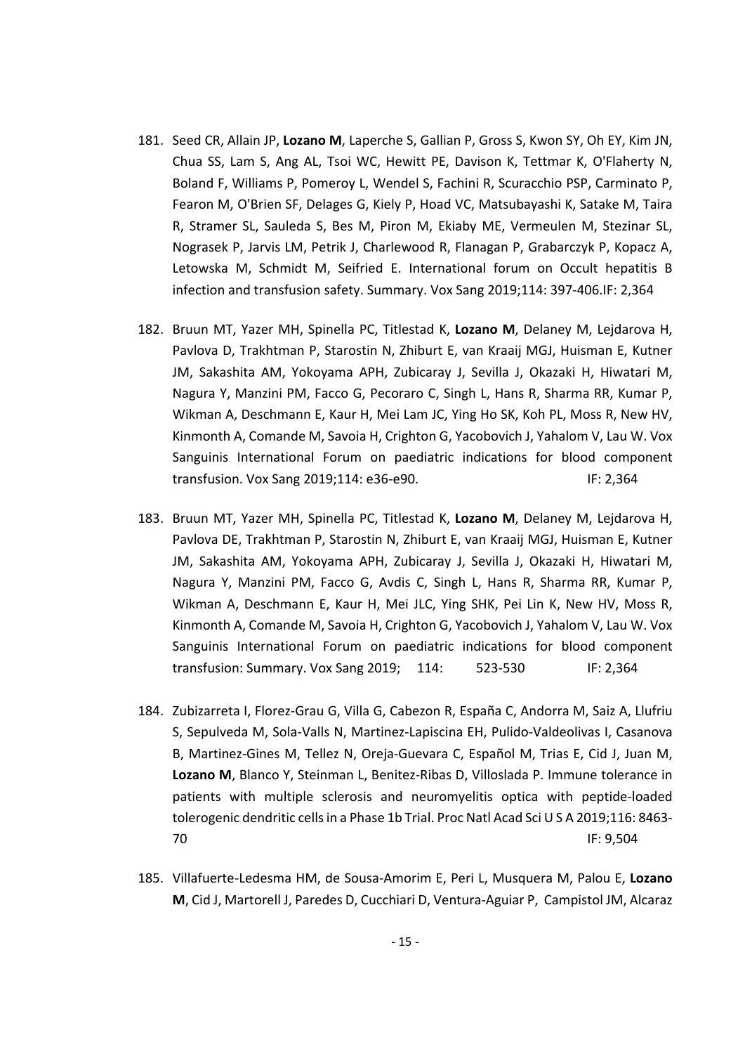181. Seed CR, Allain JP, **Lozano M**, Laperche S, Gallian P, Gross S, Kwon SY, Oh EY, Kim JN, Chua SS, Lam S, Ang AL, Tsoi WC, Hewitt PE, Davison K, Tettmar K, O'Flaherty N, Boland F, Williams P, Pomeroy L, Wendel S, Fachini R, Scuracchio PSP, Carminato P, Fearon M, O'Brien SF, Delages G, Kiely P, Hoad VC, Matsubayashi K, Satake M, Taira R, Stramer SL, Sauleda S, Bes M, Piron M, Ekiaby ME, Vermeulen M, Stezinar SL, Nograsek P, Jarvis LM, Petrik J, Charlewood R, Flanagan P, Grabarczyk P, Kopacz A, Letowska M, Schmidt M, Seifried E. International forum on Occult hepatitis B infection and transfusion safety. Summary. Vox Sang 2019;114: 397-406.IF: 2,364

182. Bruun MT, Yazer MH, Spinella PC, Titlestad K, **Lozano M**, Delaney M, Lejdarova H, Pavlova D, Trakhtman P, Starostin N, Zhiburt E, van Kraaij MGJ, Huisman E, Kutner JM, Sakashita AM, Yokoyama APH, Zubicaray J, Sevilla J, Okazaki H, Hiwatari M, Nagura Y, Manzini PM, Facco G, Pecoraro C, Singh L, Hans R, Sharma RR, Kumar P, Wikman A, Deschmann E, Kaur H, Mei Lam JC, Ying Ho SK, Koh PL, Moss R, New HV, Kinmonth A, Comande M, Savoia H, Crighton G, Yacobovich J, Yahalom V, Lau W. Vox Sanguinis International Forum on paediatric indications for blood component transfusion. Vox Sang 2019;114: e36-e90. IF: 2,364

183. Bruun MT, Yazer MH, Spinella PC, Titlestad K, **Lozano M**, Delaney M, Lejdarova H, Pavlova DE, Trakhtman P, Starostin N, Zhiburt E, van Kraaij MGJ, Huisman E, Kutner JM, Sakashita AM, Yokoyama APH, Zubicaray J, Sevilla J, Okazaki H, Hiwatari M, Nagura Y, Manzini PM, Facco G, Avdis C, Singh L, Hans R, Sharma RR, Kumar P, Wikman A, Deschmann E, Kaur H, Mei JLC, Ying SHK, Pei Lin K, New HV, Moss R, Kinmonth A, Comande M, Savoia H, Crighton G, Yacobovich J, Yahalom V, Lau W. Vox Sanguinis International Forum on paediatric indications for blood component transfusion: Summary. Vox Sang 2019; 114: 523-530 IF: 2,364

184. Zubizarreta I, Florez-Grau G, Villa G, Cabezon R, España C, Andorra M, Saiz A, Llufriu S, Sepulveda M, Sola-Valls N, Martinez-Lapiscina EH, Pulido-Valdeolivas I, Casanova B, Martinez-Gines M, Tellez N, Oreja-Guevara C, Español M, Trias E, Cid J, Juan M, **Lozano M**, Blanco Y, Steinman L, Benitez-Ribas D, Villoslada P. Immune tolerance in patients with multiple sclerosis and neuromyelitis optica with peptide-loaded tolerogenic dendritic cells in a Phase 1b Trial. Proc Natl Acad Sci U S A 2019;116: 8463-70 IF: 9,504

185. Villafuerte-Ledesma HM, de Sousa-Amorim E, Peri L, Musquera M, Palou E, **Lozano M**, Cid J, Martorell J, Paredes D, Cucchiari D, Ventura-Aguiar P, Campistol JM, Alcaraz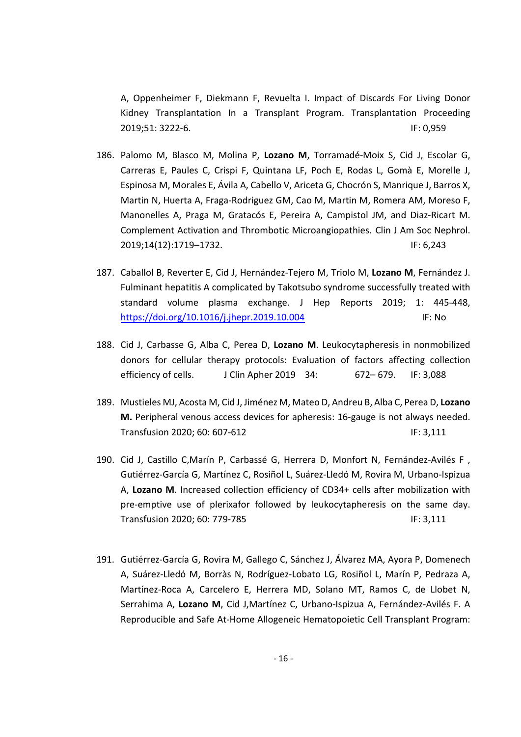A, Oppenheimer F, Diekmann F, Revuelta I. Impact of Discards For Living Donor Kidney Transplantation In a Transplant Program. Transplantation Proceeding 2019;51: 3222-6. IF: 0,959

186. Palomo M, Blasco M, Molina P, **Lozano M**, Torramadé-Moix S, Cid J, Escolar G, Carreras E, Paules C, Crispi F, Quintana LF, Poch E, Rodas L, Gomà E, Morelle J, Espinosa M, Morales E, Ávila A, Cabello V, Ariceta G, Chocrón S, Manrique J, Barros X, Martin N, Huerta A, Fraga-Rodriguez GM, Cao M, Martin M, Romera AM, Moreso F, Manonelles A, Praga M, Gratacós E, Pereira A, Campistol JM, and Diaz-Ricart M. Complement Activation and Thrombotic Microangiopathies. Clin J Am Soc Nephrol. 2019;14(12):1719–1732. IF: 6,243

187. Caballol B, Reverter E, Cid J, Hernández-Tejero M, Triolo M, **Lozano M**, Fernández J. Fulminant hepatitis A complicated by Takotsubo syndrome successfully treated with standard volume plasma exchange. J Hep Reports 2019; 1: 445-448, https://doi.org/10.1016/j.jhepr.2019.10.004 IF: No

188. Cid J, Carbasse G, Alba C, Perea D, **Lozano M**. Leukocytapheresis in nonmobilized donors for cellular therapy protocols: Evaluation of factors affecting collection efficiency of cells. J Clin Apher 2019 34: 672– 679. IF: 3,088

189. Mustieles MJ, Acosta M, Cid J, Jiménez M, Mateo D, Andreu B, Alba C, Perea D, **Lozano M.** Peripheral venous access devices for apheresis: 16-gauge is not always needed. Transfusion 2020; 60: 607-612 IF: 3,111

190. Cid J, Castillo C,Marín P, Carbassé G, Herrera D, Monfort N, Fernández-Avilés F , Gutiérrez-García G, Martínez C, Rosiñol L, Suárez-Lledó M, Rovira M, Urbano-Ispizua A, **Lozano M**. Increased collection efficiency of CD34+ cells after mobilization with pre-emptive use of plerixafor followed by leukocytapheresis on the same day. Transfusion 2020; 60: 779-785 IF: 3,111

191. Gutiérrez-García G, Rovira M, Gallego C, Sánchez J, Álvarez MA, Ayora P, Domenech A, Suárez-Lledó M, Borràs N, Rodríguez-Lobato LG, Rosiñol L, Marín P, Pedraza A, Martínez-Roca A, Carcelero E, Herrera MD, Solano MT, Ramos C, de Llobet N, Serrahima A, **Lozano M**, Cid J,Martínez C, Urbano-Ispizua A, Fernández-Avilés F. A Reproducible and Safe At-Home Allogeneic Hematopoietic Cell Transplant Program: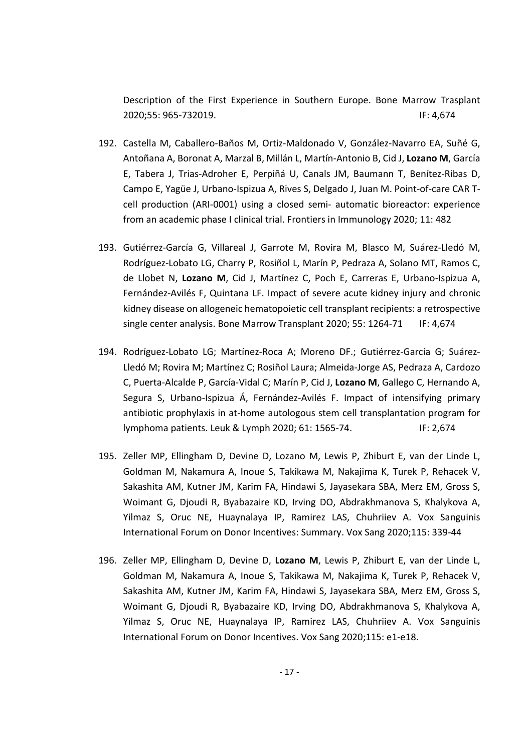Description of the First Experience in Southern Europe. Bone Marrow Trasplant 2020;55: 965-732019. IF: 4,674

192. Castella M, Caballero-Baños M, Ortiz-Maldonado V, González-Navarro EA, Suñé G, Antoñana A, Boronat A, Marzal B, Millán L, Martín-Antonio B, Cid J, **Lozano M**, García E, Tabera J, Trias-Adroher E, Perpiñá U, Canals JM, Baumann T, Benítez-Ribas D, Campo E, Yagüe J, Urbano-Ispizua A, Rives S, Delgado J, Juan M. Point-of-care CAR T-cell production (ARI-0001) using a closed semi- automatic bioreactor: experience from an academic phase I clinical trial. Frontiers in Immunology 2020; 11: 482

193. Gutiérrez-García G, Villareal J, Garrote M, Rovira M, Blasco M, Suárez-Lledó M, Rodríguez-Lobato LG, Charry P, Rosiñol L, Marín P, Pedraza A, Solano MT, Ramos C, de Llobet N, **Lozano M**, Cid J, Martínez C, Poch E, Carreras E, Urbano-Ispizua A, Fernández-Avilés F, Quintana LF. Impact of severe acute kidney injury and chronic kidney disease on allogeneic hematopoietic cell transplant recipients: a retrospective single center analysis. Bone Marrow Transplant 2020; 55: 1264-71 IF: 4,674

194. Rodríguez-Lobato LG; Martínez-Roca A; Moreno DF.; Gutiérrez-García G; Suárez-Lledó M; Rovira M; Martínez C; Rosiñol Laura; Almeida-Jorge AS, Pedraza A, Cardozo C, Puerta-Alcalde P, García-Vidal C; Marín P, Cid J, **Lozano M**, Gallego C, Hernando A, Segura S, Urbano-Ispizua Á, Fernández-Avilés F. Impact of intensifying primary antibiotic prophylaxis in at-home autologous stem cell transplantation program for lymphoma patients. Leuk & Lymph 2020; 61: 1565-74. IF: 2,674

195. Zeller MP, Ellingham D, Devine D, Lozano M, Lewis P, Zhiburt E, van der Linde L, Goldman M, Nakamura A, Inoue S, Takikawa M, Nakajima K, Turek P, Rehacek V, Sakashita AM, Kutner JM, Karim FA, Hindawi S, Jayasekara SBA, Merz EM, Gross S, Woimant G, Djoudi R, Byabazaire KD, Irving DO, Abdrakhmanova S, Khalykova A, Yilmaz S, Oruc NE, Huaynalaya IP, Ramirez LAS, Chuhriiev A. Vox Sanguinis International Forum on Donor Incentives: Summary. Vox Sang 2020;115: 339-44

196. Zeller MP, Ellingham D, Devine D, **Lozano M**, Lewis P, Zhiburt E, van der Linde L, Goldman M, Nakamura A, Inoue S, Takikawa M, Nakajima K, Turek P, Rehacek V, Sakashita AM, Kutner JM, Karim FA, Hindawi S, Jayasekara SBA, Merz EM, Gross S, Woimant G, Djoudi R, Byabazaire KD, Irving DO, Abdrakhmanova S, Khalykova A, Yilmaz S, Oruc NE, Huaynalaya IP, Ramirez LAS, Chuhriiev A. Vox Sanguinis International Forum on Donor Incentives. Vox Sang 2020;115: e1-e18.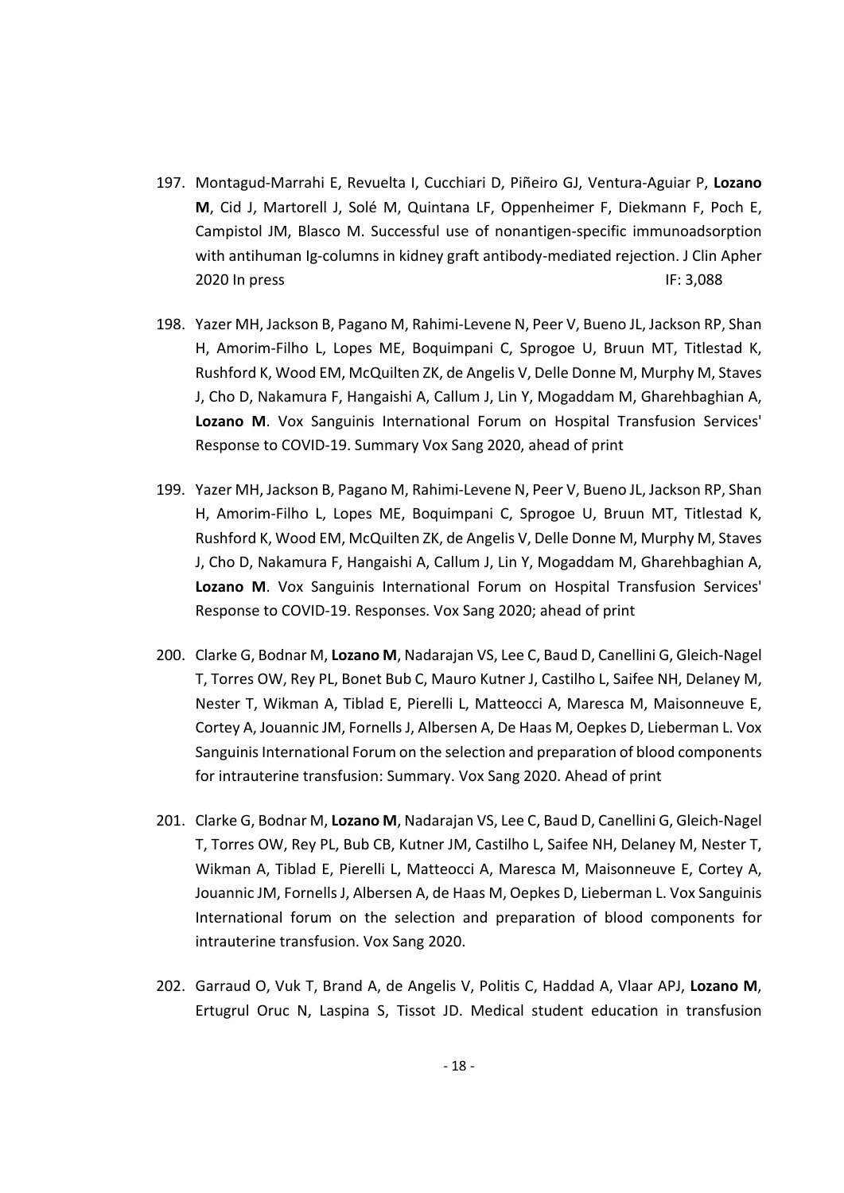197. Montagud-Marrahi E, Revuelta I, Cucchiari D, Piñeiro GJ, Ventura-Aguiar P, **Lozano M**, Cid J, Martorell J, Solé M, Quintana LF, Oppenheimer F, Diekmann F, Poch E, Campistol JM, Blasco M. Successful use of nonantigen-specific immunoadsorption with antihuman Ig-columns in kidney graft antibody-mediated rejection. J Clin Apher 2020 In press IF: 3,088

198. Yazer MH, Jackson B, Pagano M, Rahimi-Levene N, Peer V, Bueno JL, Jackson RP, Shan H, Amorim-Filho L, Lopes ME, Boquimpani C, Sprogoe U, Bruun MT, Titlestad K, Rushford K, Wood EM, McQuilten ZK, de Angelis V, Delle Donne M, Murphy M, Staves J, Cho D, Nakamura F, Hangaishi A, Callum J, Lin Y, Mogaddam M, Gharehbaghian A, **Lozano M**. Vox Sanguinis International Forum on Hospital Transfusion Services' Response to COVID-19. Summary Vox Sang 2020, ahead of print

199. Yazer MH, Jackson B, Pagano M, Rahimi-Levene N, Peer V, Bueno JL, Jackson RP, Shan H, Amorim-Filho L, Lopes ME, Boquimpani C, Sprogoe U, Bruun MT, Titlestad K, Rushford K, Wood EM, McQuilten ZK, de Angelis V, Delle Donne M, Murphy M, Staves J, Cho D, Nakamura F, Hangaishi A, Callum J, Lin Y, Mogaddam M, Gharehbaghian A, **Lozano M**. Vox Sanguinis International Forum on Hospital Transfusion Services' Response to COVID-19. Responses. Vox Sang 2020; ahead of print

200. Clarke G, Bodnar M, **Lozano M**, Nadarajan VS, Lee C, Baud D, Canellini G, Gleich-Nagel T, Torres OW, Rey PL, Bonet Bub C, Mauro Kutner J, Castilho L, Saifee NH, Delaney M, Nester T, Wikman A, Tiblad E, Pierelli L, Matteocci A, Maresca M, Maisonneuve E, Cortey A, Jouannic JM, Fornells J, Albersen A, De Haas M, Oepkes D, Lieberman L. Vox Sanguinis International Forum on the selection and preparation of blood components for intrauterine transfusion: Summary. Vox Sang 2020. Ahead of print

201. Clarke G, Bodnar M, **Lozano M**, Nadarajan VS, Lee C, Baud D, Canellini G, Gleich-Nagel T, Torres OW, Rey PL, Bub CB, Kutner JM, Castilho L, Saifee NH, Delaney M, Nester T, Wikman A, Tiblad E, Pierelli L, Matteocci A, Maresca M, Maisonneuve E, Cortey A, Jouannic JM, Fornells J, Albersen A, de Haas M, Oepkes D, Lieberman L. Vox Sanguinis International forum on the selection and preparation of blood components for intrauterine transfusion. Vox Sang 2020.

202. Garraud O, Vuk T, Brand A, de Angelis V, Politis C, Haddad A, Vlaar APJ, **Lozano M**, Ertugrul Oruc N, Laspina S, Tissot JD. Medical student education in transfusion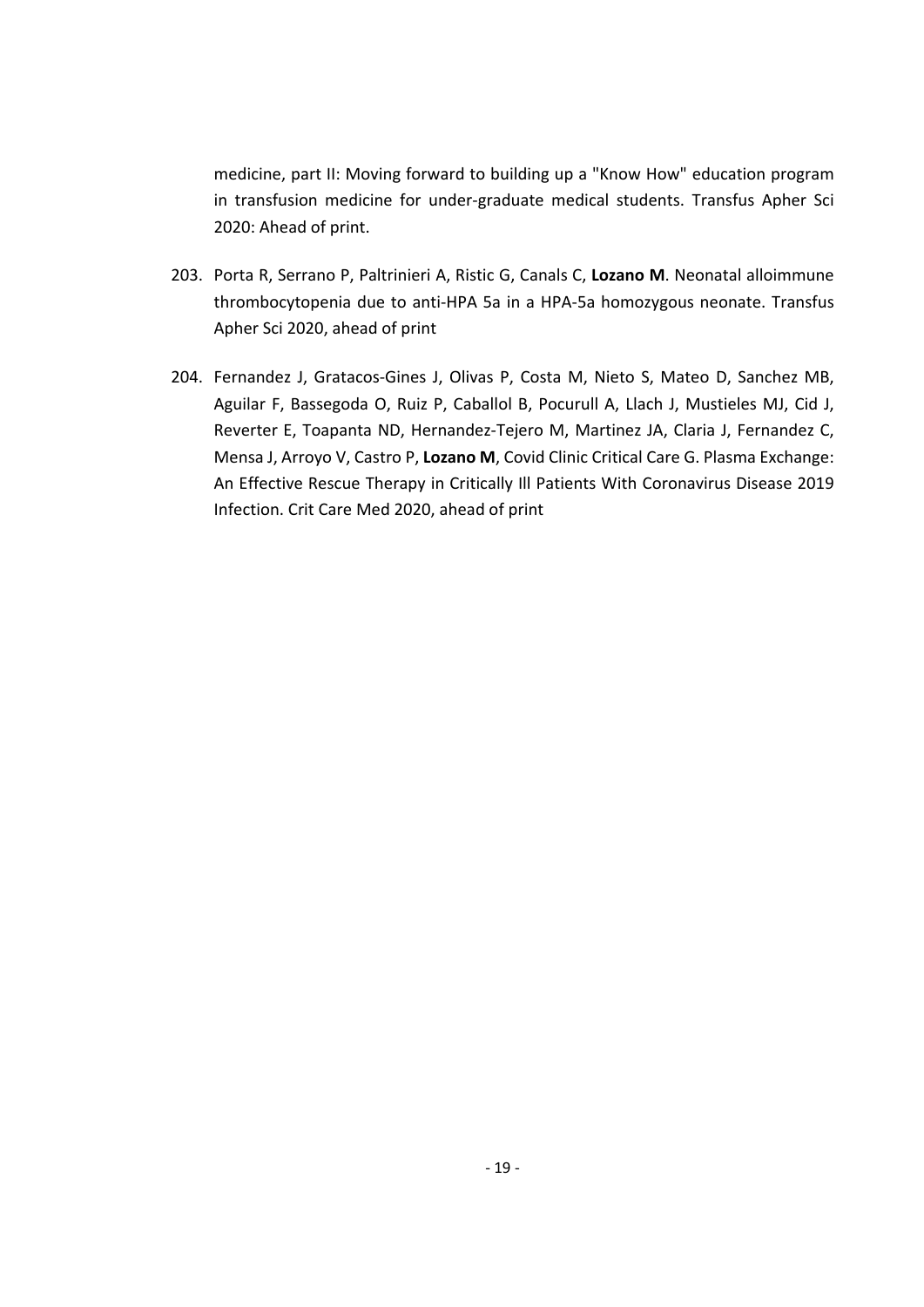medicine, part II: Moving forward to building up a "Know How" education program in transfusion medicine for under-graduate medical students. Transfus Apher Sci 2020: Ahead of print.

203. Porta R, Serrano P, Paltrinieri A, Ristic G, Canals C, **Lozano M**. Neonatal alloimmune thrombocytopenia due to anti-HPA 5a in a HPA-5a homozygous neonate. Transfus Apher Sci 2020, ahead of print

204. Fernandez J, Gratacos-Gines J, Olivas P, Costa M, Nieto S, Mateo D, Sanchez MB, Aguilar F, Bassegoda O, Ruiz P, Caballol B, Pocurull A, Llach J, Mustieles MJ, Cid J, Reverter E, Toapanta ND, Hernandez-Tejero M, Martinez JA, Claria J, Fernandez C, Mensa J, Arroyo V, Castro P, **Lozano M**, Covid Clinic Critical Care G. Plasma Exchange: An Effective Rescue Therapy in Critically Ill Patients With Coronavirus Disease 2019 Infection. Crit Care Med 2020, ahead of print